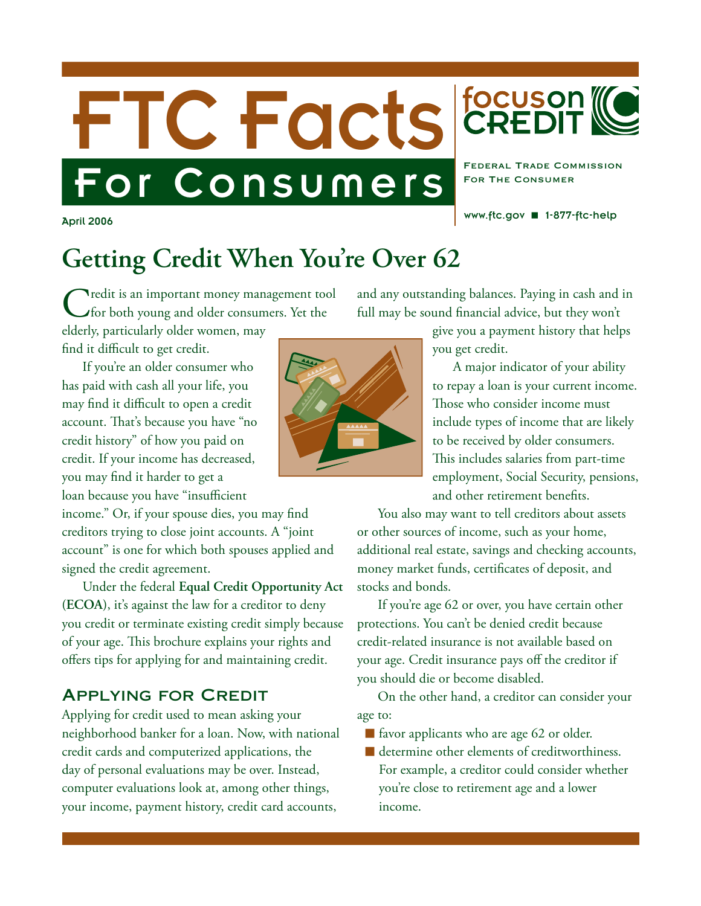# FTC Facts For Consumers

**focus on CREDIT**

Federal Trade Commission
For The Consumer

www.ftc.gov ■ 1-877-ftc-help

April 2006

## Getting Credit When You're Over 62

Credit is an important money management tool for both young and older consumers. Yet the elderly, particularly older women, may find it difficult to get credit.

If you're an older consumer who has paid with cash all your life, you may find it difficult to open a credit account. That's because you have "no credit history" of how you paid on credit. If your income has decreased, you may find it harder to get a loan because you have "insufficient income." Or, if your spouse dies, you may find creditors trying to close joint accounts. A "joint account" is one for which both spouses applied and signed the credit agreement.

Under the federal **Equal Credit Opportunity Act** (**ECOA**), it's against the law for a creditor to deny you credit or terminate existing credit simply because of your age. This brochure explains your rights and offers tips for applying for and maintaining credit.

### Applying for Credit

Applying for credit used to mean asking your neighborhood banker for a loan. Now, with national credit cards and computerized applications, the day of personal evaluations may be over. Instead, computer evaluations look at, among other things, your income, payment history, credit card accounts, and any outstanding balances. Paying in cash and in full may be sound financial advice, but they won't give you a payment history that helps you get credit.

A major indicator of your ability to repay a loan is your current income. Those who consider income must include types of income that are likely to be received by older consumers. This includes salaries from part-time employment, Social Security, pensions, and other retirement benefits.

You also may want to tell creditors about assets or other sources of income, such as your home, additional real estate, savings and checking accounts, money market funds, certificates of deposit, and stocks and bonds.

If you're age 62 or over, you have certain other protections. You can't be denied credit because credit-related insurance is not available based on your age. Credit insurance pays off the creditor if you should die or become disabled.

On the other hand, a creditor can consider your age to:

- favor applicants who are age 62 or older.
- determine other elements of creditworthiness. For example, a creditor could consider whether you're close to retirement age and a lower income.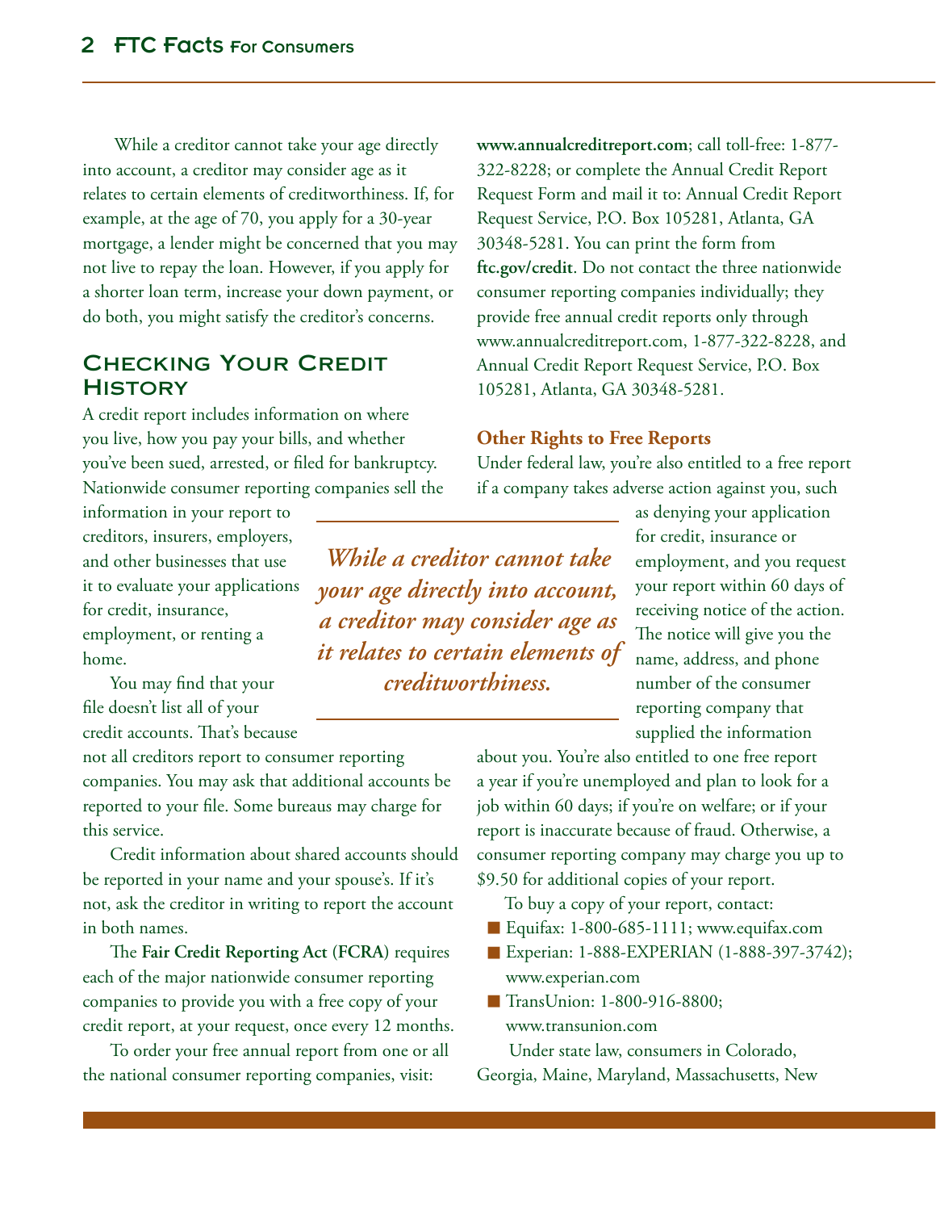While a creditor cannot take your age directly into account, a creditor may consider age as it relates to certain elements of creditworthiness. If, for example, at the age of 70, you apply for a 30-year mortgage, a lender might be concerned that you may not live to repay the loan. However, if you apply for a shorter loan term, increase your down payment, or do both, you might satisfy the creditor's concerns.

## Checking Your Credit History

A credit report includes information on where you live, how you pay your bills, and whether you've been sued, arrested, or filed for bankruptcy. Nationwide consumer reporting companies sell the information in your report to creditors, insurers, employers, and other businesses that use it to evaluate your applications for credit, insurance, employment, or renting a home.

*While a creditor cannot take your age directly into account, a creditor may consider age as it relates to certain elements of creditworthiness.*

You may find that your file doesn't list all of your credit accounts. That's because not all creditors report to consumer reporting companies. You may ask that additional accounts be reported to your file. Some bureaus may charge for this service.

Credit information about shared accounts should be reported in your name and your spouse's. If it's not, ask the creditor in writing to report the account in both names.

The **Fair Credit Reporting Act** (**FCRA**) requires each of the major nationwide consumer reporting companies to provide you with a free copy of your credit report, at your request, once every 12 months.

To order your free annual report from one or all the national consumer reporting companies, visit: **www.annualcreditreport.com**; call toll-free: 1-877-322-8228; or complete the Annual Credit Report Request Form and mail it to: Annual Credit Report Request Service, P.O. Box 105281, Atlanta, GA 30348-5281. You can print the form from **ftc.gov/credit**. Do not contact the three nationwide consumer reporting companies individually; they provide free annual credit reports only through www.annualcreditreport.com, 1-877-322-8228, and Annual Credit Report Request Service, P.O. Box 105281, Atlanta, GA 30348-5281.

### Other Rights to Free Reports

Under federal law, you're also entitled to a free report if a company takes adverse action against you, such as denying your application for credit, insurance or employment, and you request your report within 60 days of receiving notice of the action. The notice will give you the name, address, and phone number of the consumer reporting company that supplied the information about you. You're also entitled to one free report a year if you're unemployed and plan to look for a job within 60 days; if you're on welfare; or if your report is inaccurate because of fraud. Otherwise, a consumer reporting company may charge you up to $9.50 for additional copies of your report.

To buy a copy of your report, contact:

- Equifax: 1-800-685-1111; www.equifax.com
- Experian: 1-888-EXPERIAN (1-888-397-3742); www.experian.com
- TransUnion: 1-800-916-8800; www.transunion.com

Under state law, consumers in Colorado, Georgia, Maine, Maryland, Massachusetts, New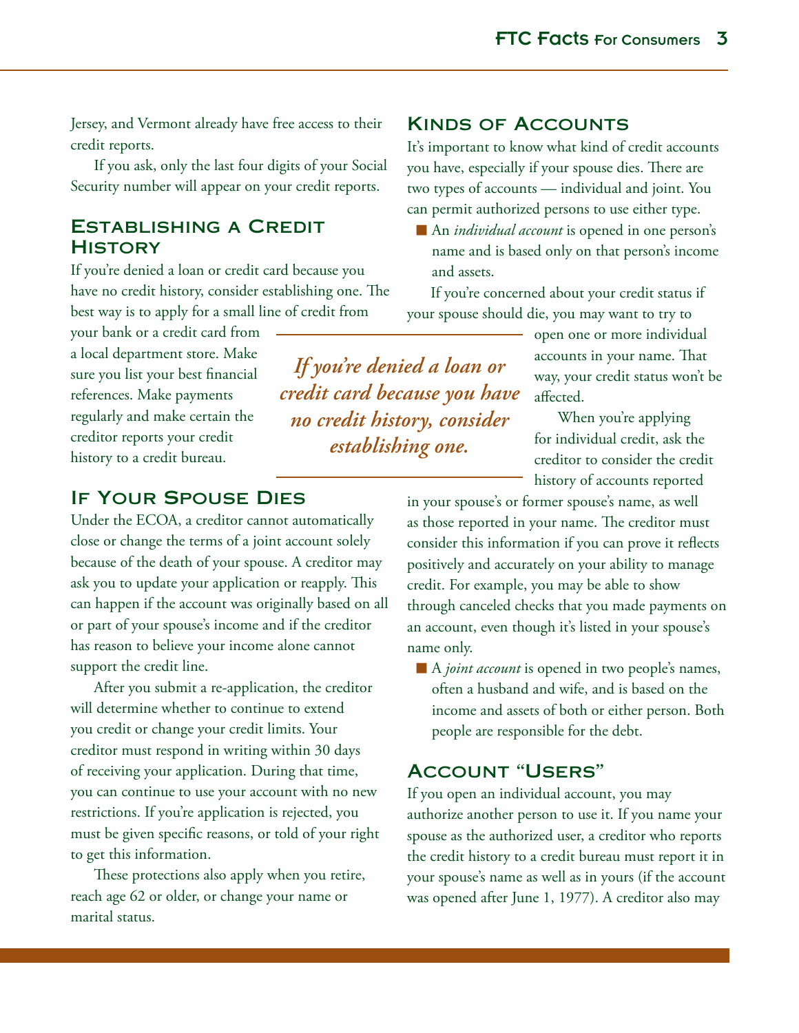Jersey, and Vermont already have free access to their credit reports.

If you ask, only the last four digits of your Social Security number will appear on your credit reports.

## Establishing a Credit History

If you're denied a loan or credit card because you have no credit history, consider establishing one. The best way is to apply for a small line of credit from your bank or a credit card from a local department store. Make sure you list your best financial references. Make payments regularly and make certain the creditor reports your credit history to a credit bureau.

*If you're denied a loan or credit card because you have no credit history, consider establishing one.*

## If Your Spouse Dies

Under the ECOA, a creditor cannot automatically close or change the terms of a joint account solely because of the death of your spouse. A creditor may ask you to update your application or reapply. This can happen if the account was originally based on all or part of your spouse's income and if the creditor has reason to believe your income alone cannot support the credit line.

After you submit a re-application, the creditor will determine whether to continue to extend you credit or change your credit limits. Your creditor must respond in writing within 30 days of receiving your application. During that time, you can continue to use your account with no new restrictions. If you're application is rejected, you must be given specific reasons, or told of your right to get this information.

These protections also apply when you retire, reach age 62 or older, or change your name or marital status.

## Kinds of Accounts

It's important to know what kind of credit accounts you have, especially if your spouse dies. There are two types of accounts — individual and joint. You can permit authorized persons to use either type.

- An *individual account* is opened in one person's name and is based only on that person's income and assets.

If you're concerned about your credit status if your spouse should die, you may want to try to open one or more individual accounts in your name. That way, your credit status won't be affected.

When you're applying for individual credit, ask the creditor to consider the credit history of accounts reported in your spouse's or former spouse's name, as well as those reported in your name. The creditor must consider this information if you can prove it reflects positively and accurately on your ability to manage credit. For example, you may be able to show through canceled checks that you made payments on an account, even though it's listed in your spouse's name only.

- A *joint account* is opened in two people's names, often a husband and wife, and is based on the income and assets of both or either person. Both people are responsible for the debt.

## Account "Users"

If you open an individual account, you may authorize another person to use it. If you name your spouse as the authorized user, a creditor who reports the credit history to a credit bureau must report it in your spouse's name as well as in yours (if the account was opened after June 1, 1977). A creditor also may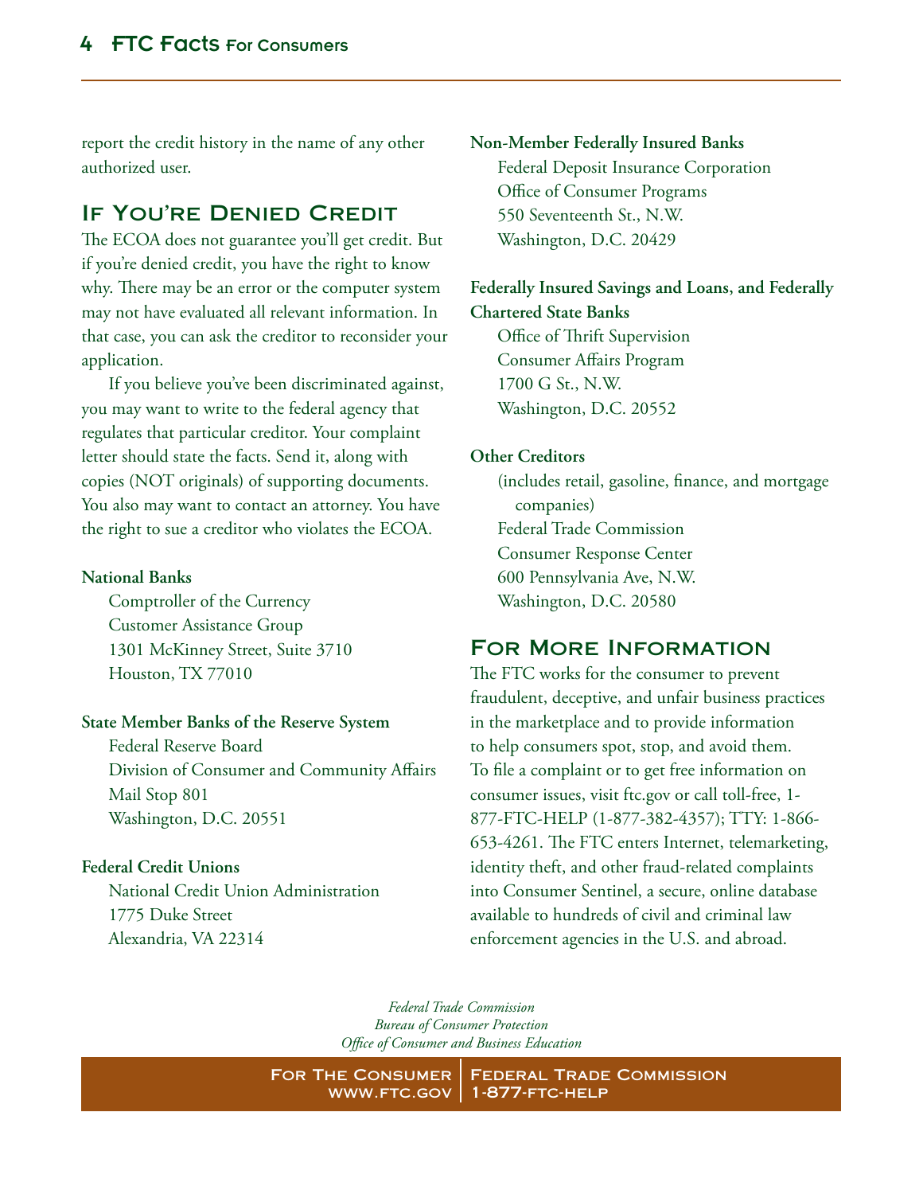report the credit history in the name of any other authorized user.

## If You're Denied Credit

The ECOA does not guarantee you'll get credit. But if you're denied credit, you have the right to know why. There may be an error or the computer system may not have evaluated all relevant information. In that case, you can ask the creditor to reconsider your application.

If you believe you've been discriminated against, you may want to write to the federal agency that regulates that particular creditor. Your complaint letter should state the facts. Send it, along with copies (NOT originals) of supporting documents. You also may want to contact an attorney. You have the right to sue a creditor who violates the ECOA.

**National Banks**
Comptroller of the Currency
Customer Assistance Group
1301 McKinney Street, Suite 3710
Houston, TX 77010

**State Member Banks of the Reserve System**
Federal Reserve Board
Division of Consumer and Community Affairs
Mail Stop 801
Washington, D.C. 20551

**Federal Credit Unions**
National Credit Union Administration
1775 Duke Street
Alexandria, VA 22314

**Non-Member Federally Insured Banks**
Federal Deposit Insurance Corporation
Office of Consumer Programs
550 Seventeenth St., N.W.
Washington, D.C. 20429

**Federally Insured Savings and Loans, and Federally Chartered State Banks**
Office of Thrift Supervision
Consumer Affairs Program
1700 G St., N.W.
Washington, D.C. 20552

**Other Creditors**
(includes retail, gasoline, finance, and mortgage companies)
Federal Trade Commission
Consumer Response Center
600 Pennsylvania Ave, N.W.
Washington, D.C. 20580

## For More Information

The FTC works for the consumer to prevent fraudulent, deceptive, and unfair business practices in the marketplace and to provide information to help consumers spot, stop, and avoid them. To file a complaint or to get free information on consumer issues, visit ftc.gov or call toll-free, 1-877-FTC-HELP (1-877-382-4357); TTY: 1-866-653-4261. The FTC enters Internet, telemarketing, identity theft, and other fraud-related complaints into Consumer Sentinel, a secure, online database available to hundreds of civil and criminal law enforcement agencies in the U.S. and abroad.

*Federal Trade Commission*
*Bureau of Consumer Protection*
*Office of Consumer and Business Education*

For The Consumer | Federal Trade Commission
www.ftc.gov | 1-877-ftc-help